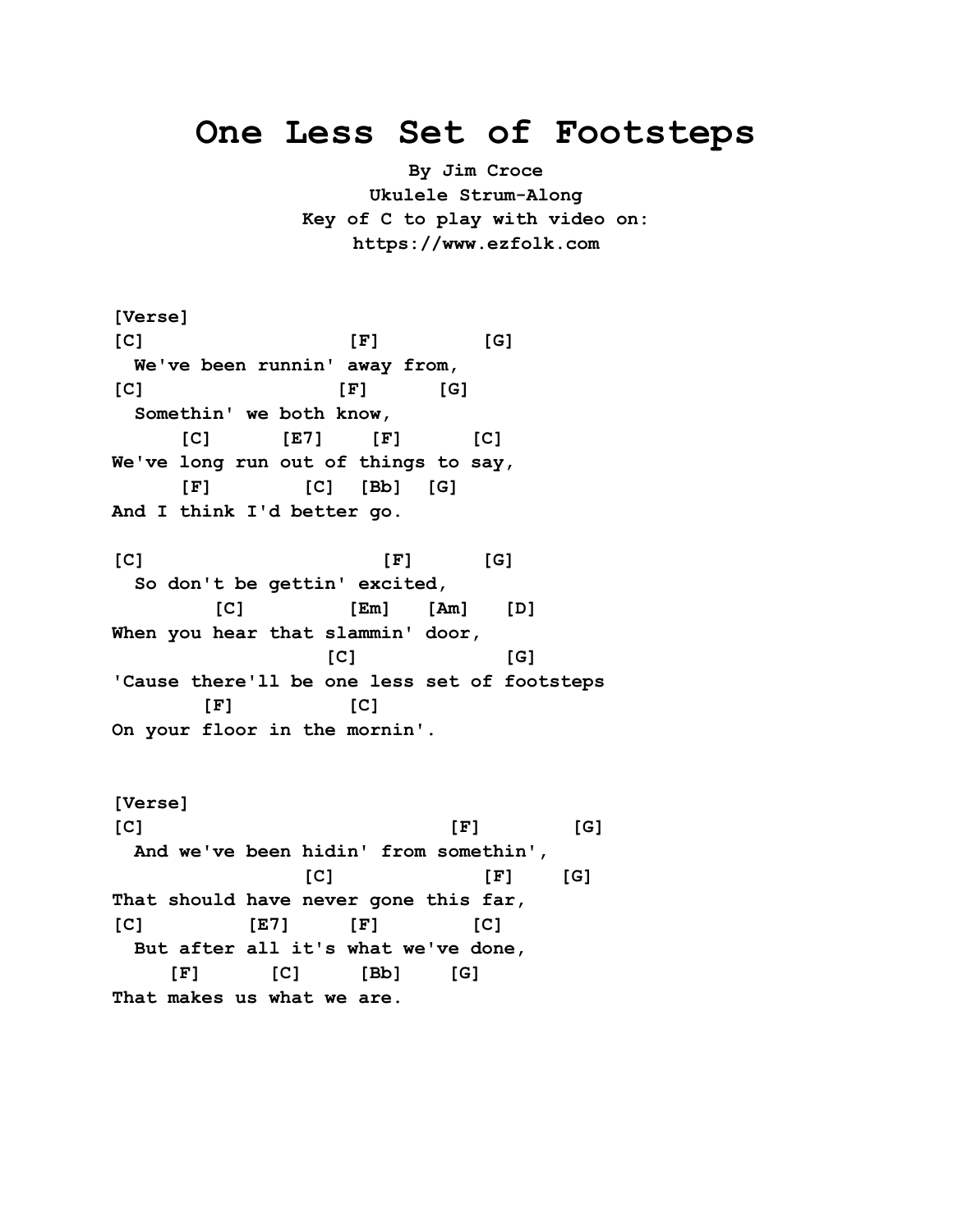# One Less Set of Footsteps

**By Jim Croce**
**Ukulele Strum-Along**
**Key of C to play with video on:**
**https://www.ezfolk.com**

```
[Verse]
[C]                  [F]         [G]
  We've been runnin' away from,
[C]                 [F]      [G]
  Somethin' we both know,
     [C]      [E7]    [F]      [C]
We've long run out of things to say,
     [F]        [C]  [Bb]  [G]
And I think I'd better go.

[C]                     [F]      [G]
  So don't be gettin' excited,
         [C]         [Em]   [Am]   [D]
When you hear that slammin' door,
                   [C]             [G]
'Cause there'll be one less set of footsteps
        [F]         [C]
On your floor in the mornin'.


[Verse]
[C]                           [F]        [G]
  And we've been hidin' from somethin',
                 [C]             [F]    [G]
That should have never gone this far,
[C]         [E7]      [F]        [C]
  But after all it's what we've done,
    [F]      [C]      [Bb]    [G]
That makes us what we are.
```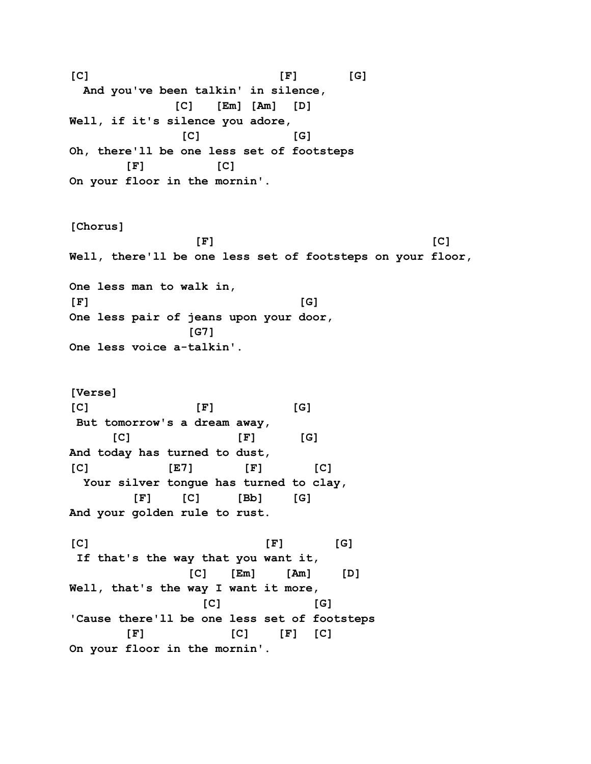```
[C]                            [F]        [G]
  And you've been talkin' in silence,
              [C]    [Em] [Am]  [D]
Well, if it's silence you adore,
                [C]             [G]
Oh, there'll be one less set of footsteps
        [F]          [C]
On your floor in the mornin'.


[Chorus]
                  [F]                              [C]
Well, there'll be one less set of footsteps on your floor,

One less man to walk in,
[F]                            [G]
One less pair of jeans upon your door,
                 [G7]
One less voice a-talkin'.


[Verse]
[C]               [F]           [G]
 But tomorrow's a dream away,
      [C]               [F]      [G]
And today has turned to dust,
[C]           [E7]       [F]       [C]
  Your silver tongue has turned to clay,
         [F]    [C]     [Bb]    [G]
And your golden rule to rust.

[C]                          [F]       [G]
 If that's the way that you want it,
                [C]   [Em]    [Am]    [D]
Well, that's the way I want it more,
                  [C]             [G]
'Cause there'll be one less set of footsteps
        [F]            [C]     [F]  [C]
On your floor in the mornin'.
```